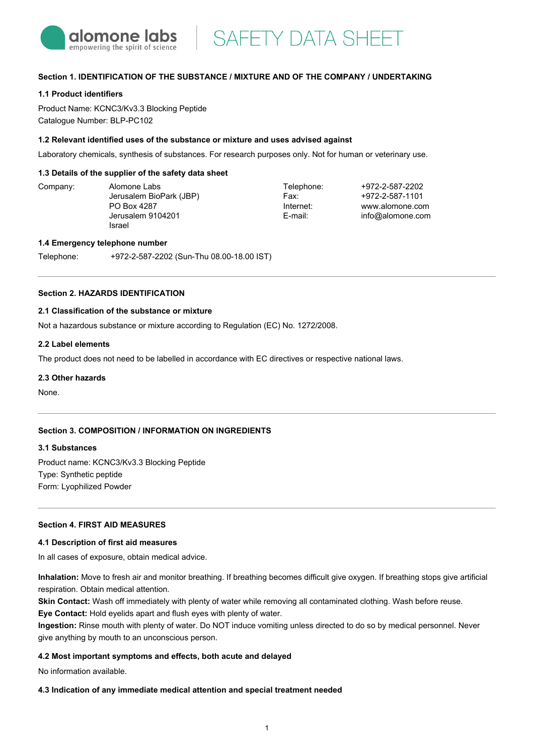alomone labs
empowering the spirit of science

# SAFETY DATA SHEET

## Section 1. IDENTIFICATION OF THE SUBSTANCE / MIXTURE AND OF THE COMPANY / UNDERTAKING

### 1.1 Product identifiers

Product Name: KCNC3/Kv3.3 Blocking Peptide
Catalogue Number: BLP-PC102

### 1.2 Relevant identified uses of the substance or mixture and uses advised against

Laboratory chemicals, synthesis of substances. For research purposes only. Not for human or veterinary use.

### 1.3 Details of the supplier of the safety data sheet

| Company: | Alomone Labs<br>Jerusalem BioPark (JBP)<br>PO Box 4287<br>Jerusalem 9104201<br>Israel | Telephone:<br>Fax:<br>Internet:<br>E-mail: | +972-2-587-2202<br>+972-2-587-1101<br>www.alomone.com<br>info@alomone.com |
|---|---|---|---|

### 1.4 Emergency telephone number

Telephone: +972-2-587-2202 (Sun-Thu 08.00-18.00 IST)

## Section 2. HAZARDS IDENTIFICATION

### 2.1 Classification of the substance or mixture

Not a hazardous substance or mixture according to Regulation (EC) No. 1272/2008.

### 2.2 Label elements

The product does not need to be labelled in accordance with EC directives or respective national laws.

### 2.3 Other hazards

None.

## Section 3. COMPOSITION / INFORMATION ON INGREDIENTS

### 3.1 Substances

Product name: KCNC3/Kv3.3 Blocking Peptide
Type: Synthetic peptide
Form: Lyophilized Powder

## Section 4. FIRST AID MEASURES

### 4.1 Description of first aid measures

In all cases of exposure, obtain medical advice.

**Inhalation:** Move to fresh air and monitor breathing. If breathing becomes difficult give oxygen. If breathing stops give artificial respiration. Obtain medical attention.
**Skin Contact:** Wash off immediately with plenty of water while removing all contaminated clothing. Wash before reuse.
**Eye Contact:** Hold eyelids apart and flush eyes with plenty of water.
**Ingestion:** Rinse mouth with plenty of water. Do NOT induce vomiting unless directed to do so by medical personnel. Never give anything by mouth to an unconscious person.

### 4.2 Most important symptoms and effects, both acute and delayed

No information available.

### 4.3 Indication of any immediate medical attention and special treatment needed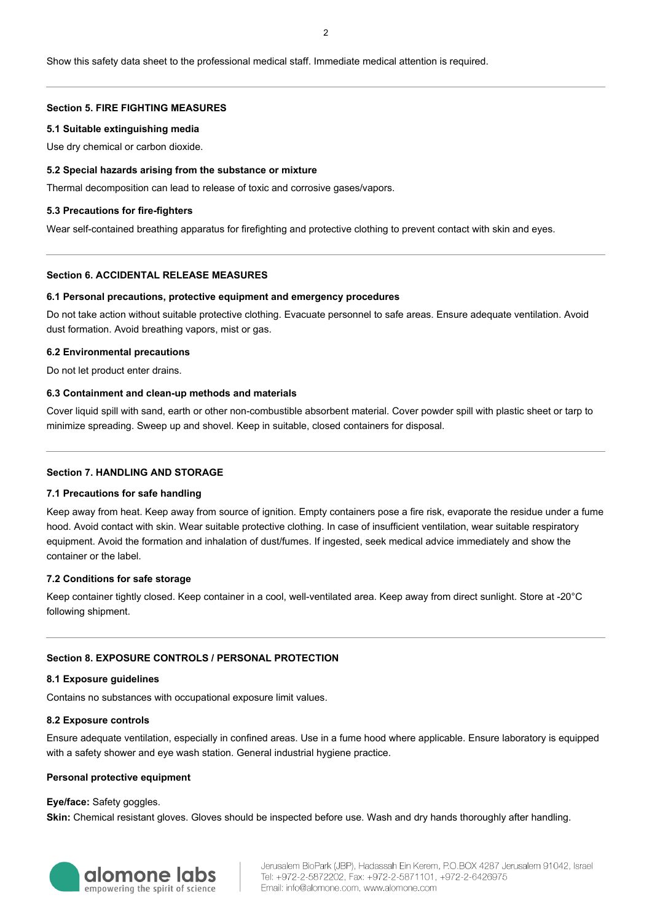Show this safety data sheet to the professional medical staff. Immediate medical attention is required.

## Section 5. FIRE FIGHTING MEASURES

### 5.1 Suitable extinguishing media

Use dry chemical or carbon dioxide.

### 5.2 Special hazards arising from the substance or mixture

Thermal decomposition can lead to release of toxic and corrosive gases/vapors.

### 5.3 Precautions for fire-fighters

Wear self-contained breathing apparatus for firefighting and protective clothing to prevent contact with skin and eyes.

## Section 6. ACCIDENTAL RELEASE MEASURES

### 6.1 Personal precautions, protective equipment and emergency procedures

Do not take action without suitable protective clothing. Evacuate personnel to safe areas. Ensure adequate ventilation. Avoid dust formation. Avoid breathing vapors, mist or gas.

### 6.2 Environmental precautions

Do not let product enter drains.

### 6.3 Containment and clean-up methods and materials

Cover liquid spill with sand, earth or other non-combustible absorbent material. Cover powder spill with plastic sheet or tarp to minimize spreading. Sweep up and shovel. Keep in suitable, closed containers for disposal.

## Section 7. HANDLING AND STORAGE

### 7.1 Precautions for safe handling

Keep away from heat. Keep away from source of ignition. Empty containers pose a fire risk, evaporate the residue under a fume hood. Avoid contact with skin. Wear suitable protective clothing. In case of insufficient ventilation, wear suitable respiratory equipment. Avoid the formation and inhalation of dust/fumes. If ingested, seek medical advice immediately and show the container or the label.

### 7.2 Conditions for safe storage

Keep container tightly closed. Keep container in a cool, well-ventilated area. Keep away from direct sunlight. Store at -20°C following shipment.

## Section 8. EXPOSURE CONTROLS / PERSONAL PROTECTION

### 8.1 Exposure guidelines

Contains no substances with occupational exposure limit values.

### 8.2 Exposure controls

Ensure adequate ventilation, especially in confined areas. Use in a fume hood where applicable. Ensure laboratory is equipped with a safety shower and eye wash station. General industrial hygiene practice.

**Personal protective equipment**

**Eye/face:** Safety goggles.
**Skin:** Chemical resistant gloves. Gloves should be inspected before use. Wash and dry hands thoroughly after handling.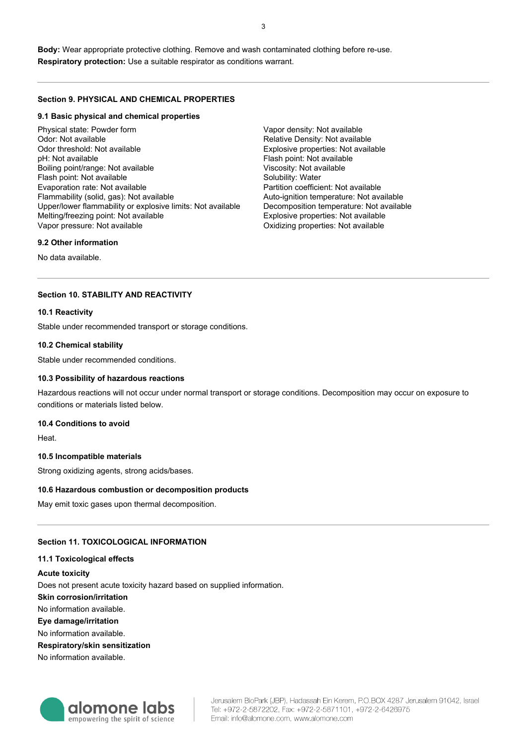**Body:** Wear appropriate protective clothing. Remove and wash contaminated clothing before re-use.
**Respiratory protection:** Use a suitable respirator as conditions warrant.

---

#### Section 9. PHYSICAL AND CHEMICAL PROPERTIES

##### 9.1 Basic physical and chemical properties

Physical state: Powder form
Odor: Not available
Odor threshold: Not available
pH: Not available
Boiling point/range: Not available
Flash point: Not available
Evaporation rate: Not available
Flammability (solid, gas): Not available
Upper/lower flammability or explosive limits: Not available
Melting/freezing point: Not available
Vapor pressure: Not available

Vapor density: Not available
Relative Density: Not available
Explosive properties: Not available
Flash point: Not available
Viscosity: Not available
Solubility: Water
Partition coefficient: Not available
Auto-ignition temperature: Not available
Decomposition temperature: Not available
Explosive properties: Not available
Oxidizing properties: Not available

##### 9.2 Other information

No data available.

---

#### Section 10. STABILITY AND REACTIVITY

##### 10.1 Reactivity

Stable under recommended transport or storage conditions.

##### 10.2 Chemical stability

Stable under recommended conditions.

##### 10.3 Possibility of hazardous reactions

Hazardous reactions will not occur under normal transport or storage conditions. Decomposition may occur on exposure to conditions or materials listed below.

##### 10.4 Conditions to avoid

Heat.

##### 10.5 Incompatible materials

Strong oxidizing agents, strong acids/bases.

##### 10.6 Hazardous combustion or decomposition products

May emit toxic gases upon thermal decomposition.

---

#### Section 11. TOXICOLOGICAL INFORMATION

##### 11.1 Toxicological effects

**Acute toxicity**
Does not present acute toxicity hazard based on supplied information.
**Skin corrosion/irritation**
No information available.
**Eye damage/irritation**
No information available.
**Respiratory/skin sensitization**
No information available.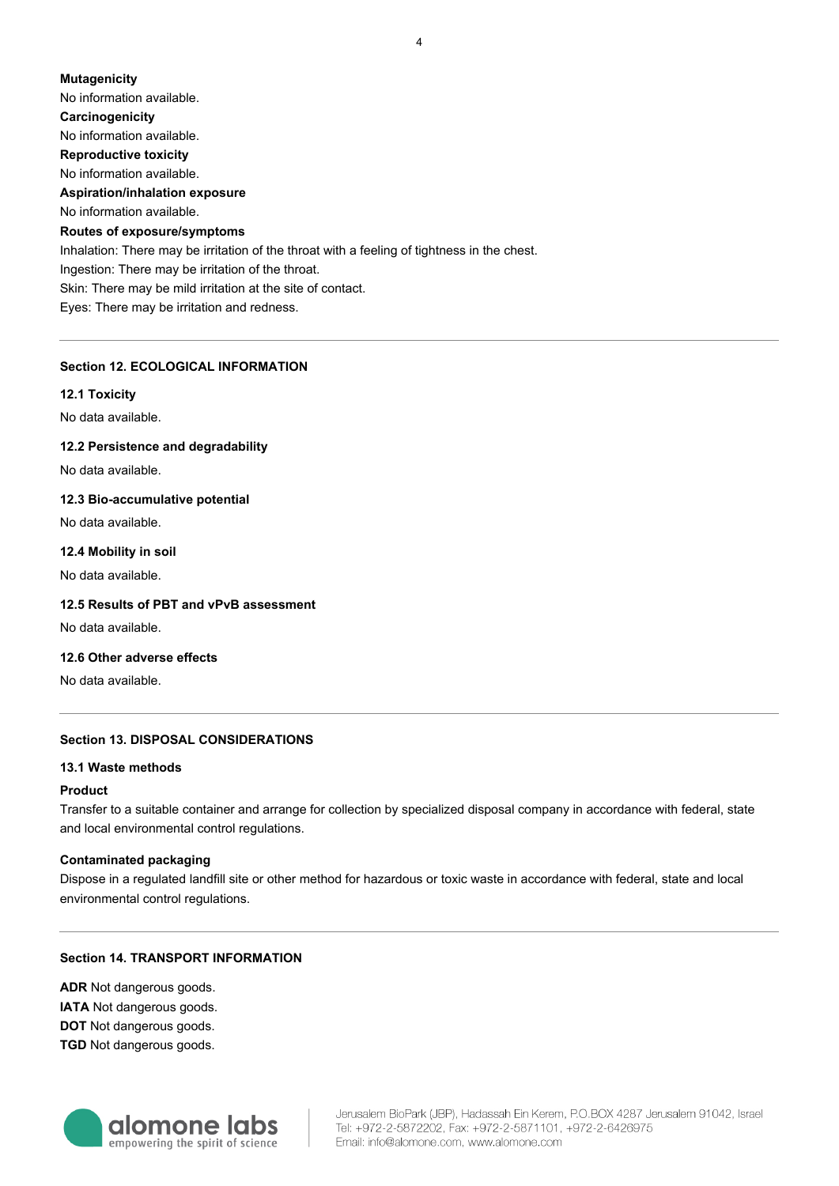**Mutagenicity**

No information available.

**Carcinogenicity**

No information available.

**Reproductive toxicity**

No information available.

**Aspiration/inhalation exposure**

No information available.

**Routes of exposure/symptoms**

Inhalation: There may be irritation of the throat with a feeling of tightness in the chest.
Ingestion: There may be irritation of the throat.
Skin: There may be mild irritation at the site of contact.
Eyes: There may be irritation and redness.

## Section 12. ECOLOGICAL INFORMATION

### 12.1 Toxicity

No data available.

### 12.2 Persistence and degradability

No data available.

### 12.3 Bio-accumulative potential

No data available.

### 12.4 Mobility in soil

No data available.

### 12.5 Results of PBT and vPvB assessment

No data available.

### 12.6 Other adverse effects

No data available.

## Section 13. DISPOSAL CONSIDERATIONS

### 13.1 Waste methods

**Product**

Transfer to a suitable container and arrange for collection by specialized disposal company in accordance with federal, state and local environmental control regulations.

**Contaminated packaging**

Dispose in a regulated landfill site or other method for hazardous or toxic waste in accordance with federal, state and local environmental control regulations.

## Section 14. TRANSPORT INFORMATION

**ADR** Not dangerous goods.
**IATA** Not dangerous goods.
**DOT** Not dangerous goods.
**TGD** Not dangerous goods.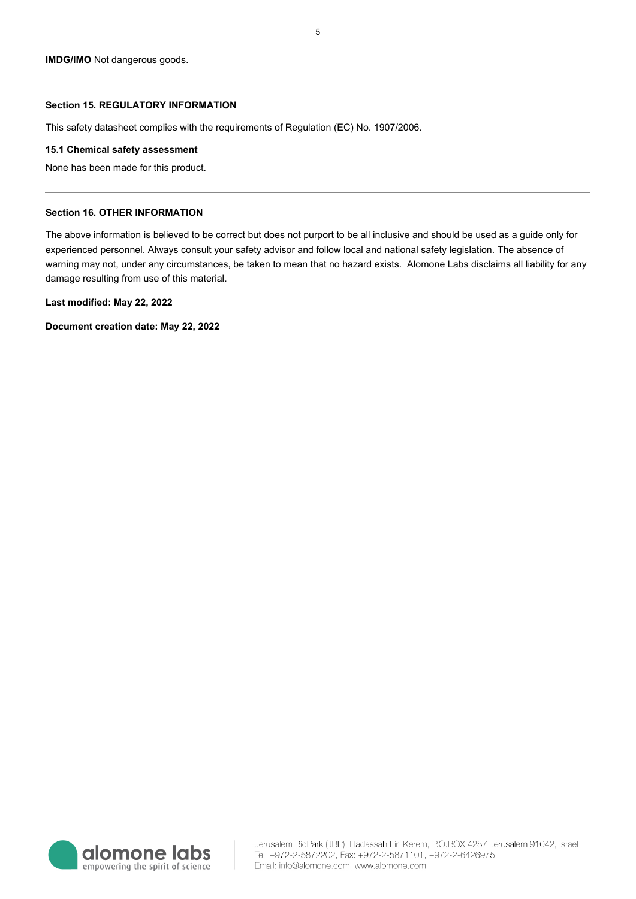**IMDG/IMO** Not dangerous goods.

---

### Section 15. REGULATORY INFORMATION

This safety datasheet complies with the requirements of Regulation (EC) No. 1907/2006.

#### 15.1 Chemical safety assessment

None has been made for this product.

---

### Section 16. OTHER INFORMATION

The above information is believed to be correct but does not purport to be all inclusive and should be used as a guide only for experienced personnel. Always consult your safety advisor and follow local and national safety legislation. The absence of warning may not, under any circumstances, be taken to mean that no hazard exists. Alomone Labs disclaims all liability for any damage resulting from use of this material.

**Last modified: May 22, 2022**

**Document creation date: May 22, 2022**